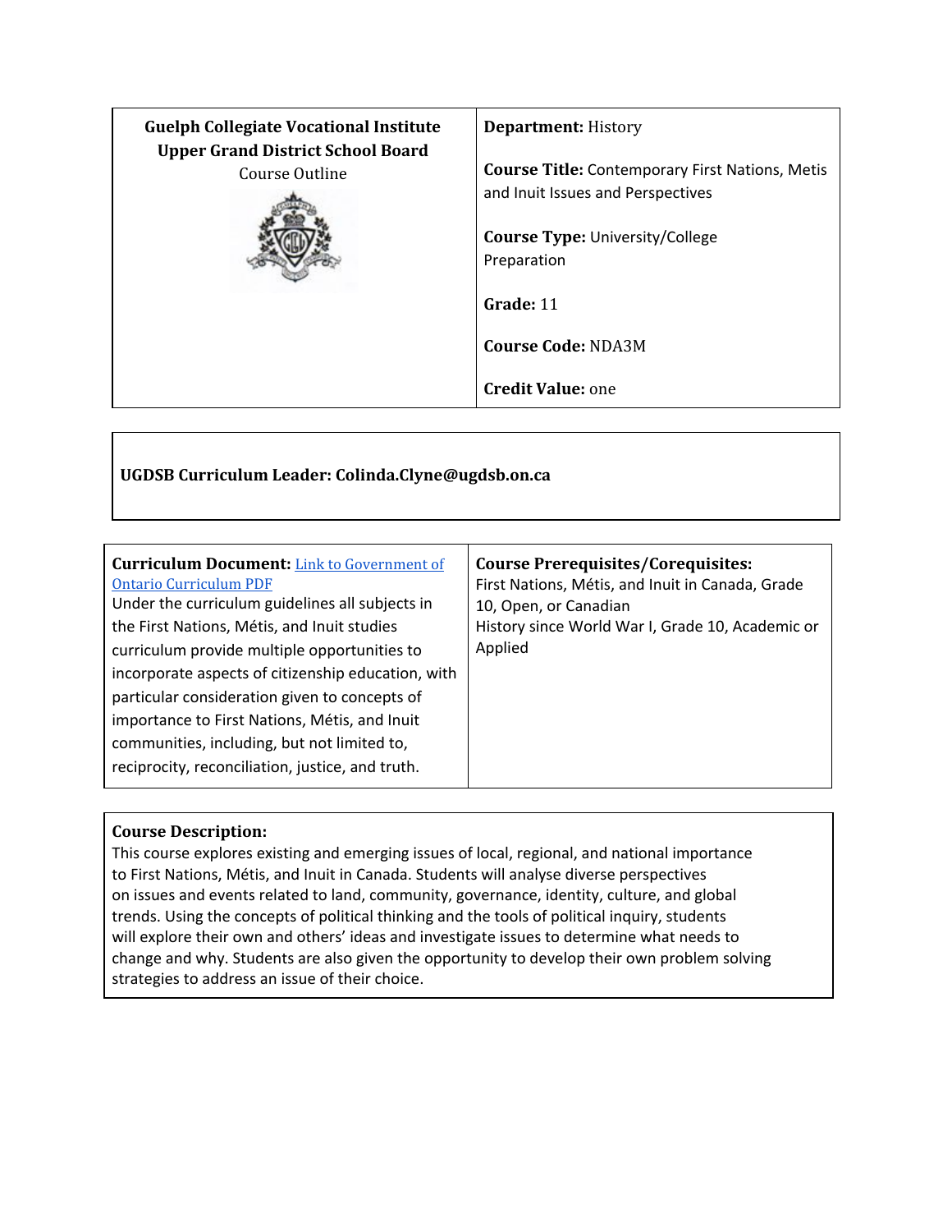| **Guelph Collegiate Vocational Institute**<br>**Upper Grand District School Board**<br>Course Outline | **Department:** History<br><br>**Course Title:** Contemporary First Nations, Metis and Inuit Issues and Perspectives<br><br>**Course Type:** University/College Preparation<br><br>**Grade:** 11<br><br>**Course Code:** NDA3M<br><br>**Credit Value:** one |
|---|---|

**UGDSB Curriculum Leader: Colinda.Clyne@ugdsb.on.ca**

| **Curriculum Document:** [Link to Government of Ontario Curriculum PDF]<br>Under the curriculum guidelines all subjects in the First Nations, Métis, and Inuit studies curriculum provide multiple opportunities to incorporate aspects of citizenship education, with particular consideration given to concepts of importance to First Nations, Métis, and Inuit communities, including, but not limited to, reciprocity, reconciliation, justice, and truth. | **Course Prerequisites/Corequisites:**<br>First Nations, Métis, and Inuit in Canada, Grade 10, Open, or Canadian History since World War I, Grade 10, Academic or Applied |
|---|---|

**Course Description:**
This course explores existing and emerging issues of local, regional, and national importance to First Nations, Métis, and Inuit in Canada. Students will analyse diverse perspectives on issues and events related to land, community, governance, identity, culture, and global trends. Using the concepts of political thinking and the tools of political inquiry, students will explore their own and others' ideas and investigate issues to determine what needs to change and why. Students are also given the opportunity to develop their own problem solving strategies to address an issue of their choice.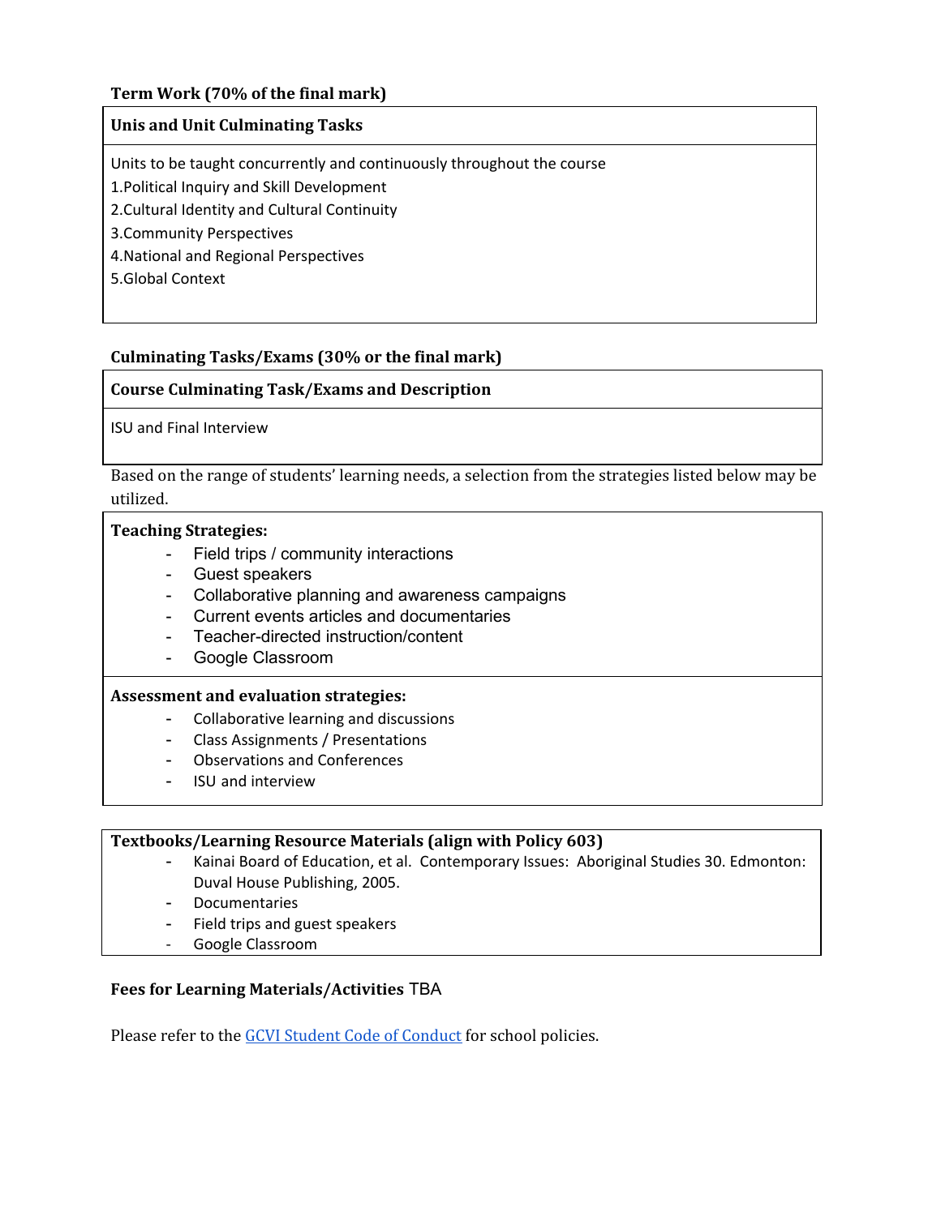**Term Work (70% of the final mark)**

| **Unis and Unit Culminating Tasks** |
|---|
| Units to be taught concurrently and continuously throughout the course<br>1.Political Inquiry and Skill Development<br>2.Cultural Identity and Cultural Continuity<br>3.Community Perspectives<br>4.National and Regional Perspectives<br>5.Global Context |

**Culminating Tasks/Exams (30% or the final mark)**

| **Course Culminating Task/Exams and Description** |
|---|
| ISU and Final Interview |

Based on the range of students' learning needs, a selection from the strategies listed below may be utilized.

**Teaching Strategies:**

- Field trips / community interactions
- Guest speakers
- Collaborative planning and awareness campaigns
- Current events articles and documentaries
- Teacher-directed instruction/content
- Google Classroom

**Assessment and evaluation strategies:**

- Collaborative learning and discussions
- Class Assignments / Presentations
- Observations and Conferences
- ISU and interview

**Textbooks/Learning Resource Materials (align with Policy 603)**

- Kainai Board of Education, et al. Contemporary Issues: Aboriginal Studies 30. Edmonton: Duval House Publishing, 2005.
- Documentaries
- Field trips and guest speakers
- Google Classroom

**Fees for Learning Materials/Activities** TBA

Please refer to the GCVI Student Code of Conduct for school policies.